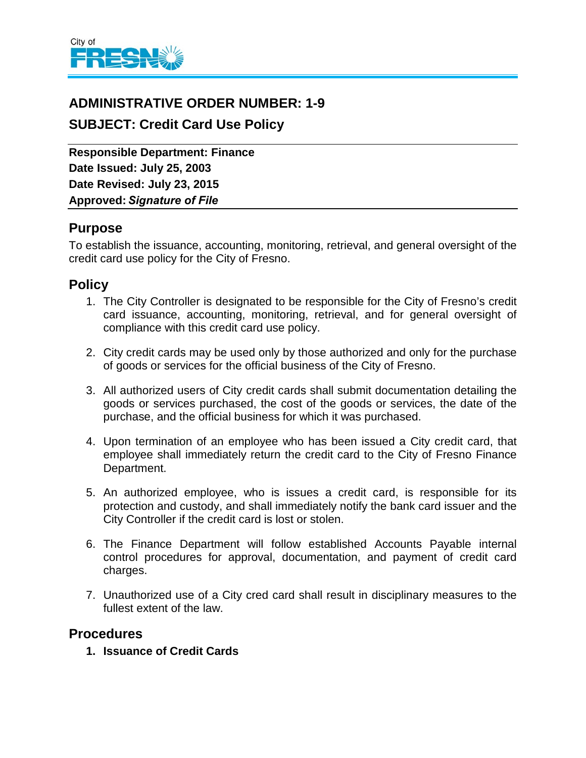# ADMINISTRATIVE ORDER NUMBER: 1-9

## SUBJECT: Credit Card Use Policy

**Responsible Department: Finance**
**Date Issued: July 25, 2003**
**Date Revised: July 23, 2015**
**Approved:** ***Signature of File***

## Purpose

To establish the issuance, accounting, monitoring, retrieval, and general oversight of the credit card use policy for the City of Fresno.

## Policy

1. The City Controller is designated to be responsible for the City of Fresno's credit card issuance, accounting, monitoring, retrieval, and for general oversight of compliance with this credit card use policy.

2. City credit cards may be used only by those authorized and only for the purchase of goods or services for the official business of the City of Fresno.

3. All authorized users of City credit cards shall submit documentation detailing the goods or services purchased, the cost of the goods or services, the date of the purchase, and the official business for which it was purchased.

4. Upon termination of an employee who has been issued a City credit card, that employee shall immediately return the credit card to the City of Fresno Finance Department.

5. An authorized employee, who is issues a credit card, is responsible for its protection and custody, and shall immediately notify the bank card issuer and the City Controller if the credit card is lost or stolen.

6. The Finance Department will follow established Accounts Payable internal control procedures for approval, documentation, and payment of credit card charges.

7. Unauthorized use of a City cred card shall result in disciplinary measures to the fullest extent of the law.

## Procedures

1. **Issuance of Credit Cards**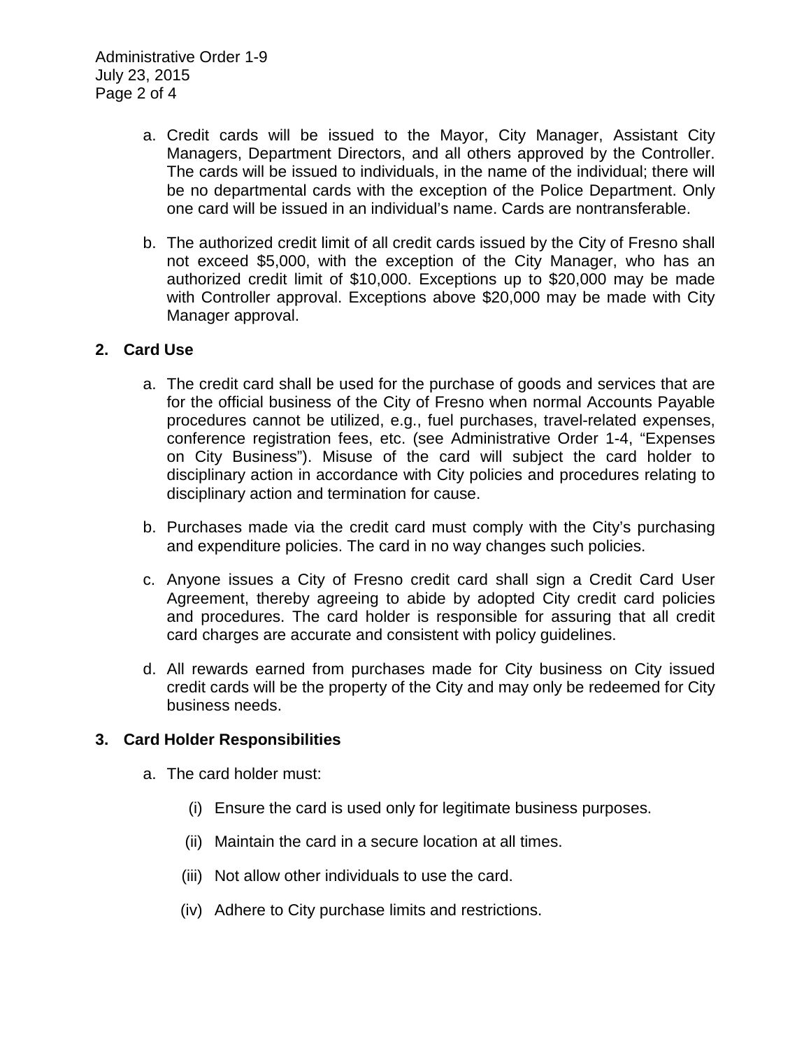a. Credit cards will be issued to the Mayor, City Manager, Assistant City Managers, Department Directors, and all others approved by the Controller. The cards will be issued to individuals, in the name of the individual; there will be no departmental cards with the exception of the Police Department. Only one card will be issued in an individual's name. Cards are nontransferable.

b. The authorized credit limit of all credit cards issued by the City of Fresno shall not exceed $5,000, with the exception of the City Manager, who has an authorized credit limit of $10,000. Exceptions up to $20,000 may be made with Controller approval. Exceptions above $20,000 may be made with City Manager approval.

**2. Card Use**

a. The credit card shall be used for the purchase of goods and services that are for the official business of the City of Fresno when normal Accounts Payable procedures cannot be utilized, e.g., fuel purchases, travel-related expenses, conference registration fees, etc. (see Administrative Order 1-4, "Expenses on City Business"). Misuse of the card will subject the card holder to disciplinary action in accordance with City policies and procedures relating to disciplinary action and termination for cause.

b. Purchases made via the credit card must comply with the City's purchasing and expenditure policies. The card in no way changes such policies.

c. Anyone issues a City of Fresno credit card shall sign a Credit Card User Agreement, thereby agreeing to abide by adopted City credit card policies and procedures. The card holder is responsible for assuring that all credit card charges are accurate and consistent with policy guidelines.

d. All rewards earned from purchases made for City business on City issued credit cards will be the property of the City and may only be redeemed for City business needs.

**3. Card Holder Responsibilities**

a. The card holder must:

(i) Ensure the card is used only for legitimate business purposes.

(ii) Maintain the card in a secure location at all times.

(iii) Not allow other individuals to use the card.

(iv) Adhere to City purchase limits and restrictions.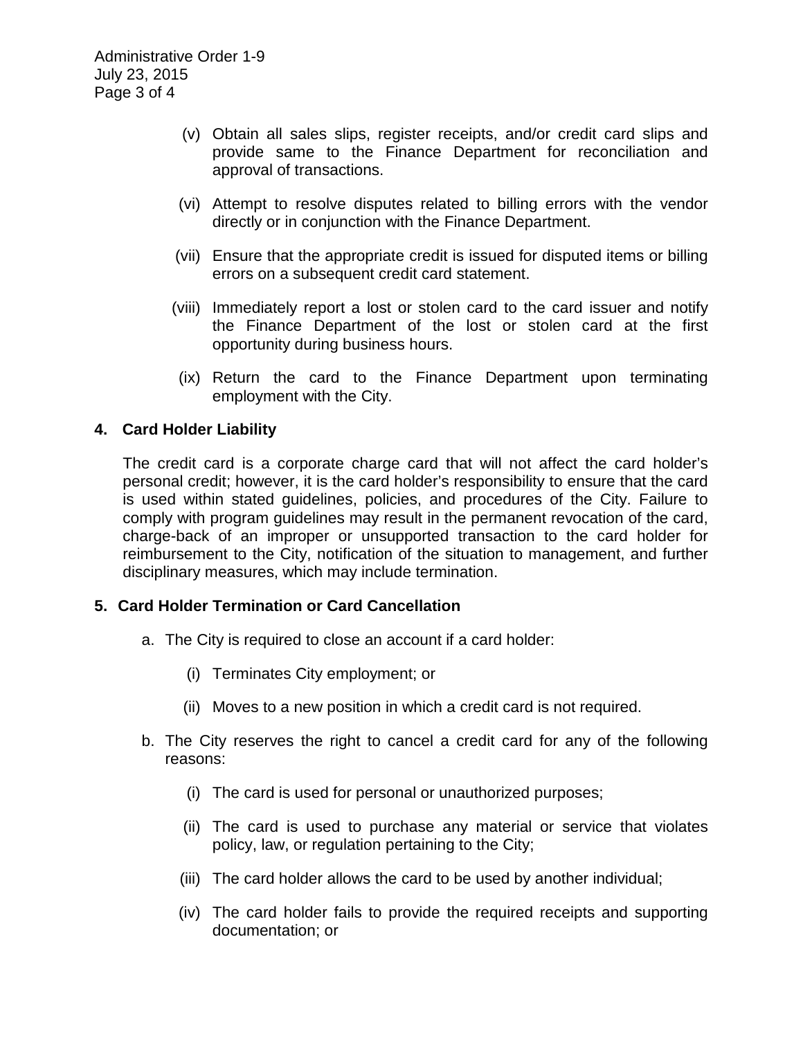(v) Obtain all sales slips, register receipts, and/or credit card slips and provide same to the Finance Department for reconciliation and approval of transactions.

(vi) Attempt to resolve disputes related to billing errors with the vendor directly or in conjunction with the Finance Department.

(vii) Ensure that the appropriate credit is issued for disputed items or billing errors on a subsequent credit card statement.

(viii) Immediately report a lost or stolen card to the card issuer and notify the Finance Department of the lost or stolen card at the first opportunity during business hours.

(ix) Return the card to the Finance Department upon terminating employment with the City.

**4. Card Holder Liability**

The credit card is a corporate charge card that will not affect the card holder's personal credit; however, it is the card holder's responsibility to ensure that the card is used within stated guidelines, policies, and procedures of the City. Failure to comply with program guidelines may result in the permanent revocation of the card, charge-back of an improper or unsupported transaction to the card holder for reimbursement to the City, notification of the situation to management, and further disciplinary measures, which may include termination.

**5. Card Holder Termination or Card Cancellation**

a. The City is required to close an account if a card holder:

(i) Terminates City employment; or

(ii) Moves to a new position in which a credit card is not required.

b. The City reserves the right to cancel a credit card for any of the following reasons:

(i) The card is used for personal or unauthorized purposes;

(ii) The card is used to purchase any material or service that violates policy, law, or regulation pertaining to the City;

(iii) The card holder allows the card to be used by another individual;

(iv) The card holder fails to provide the required receipts and supporting documentation; or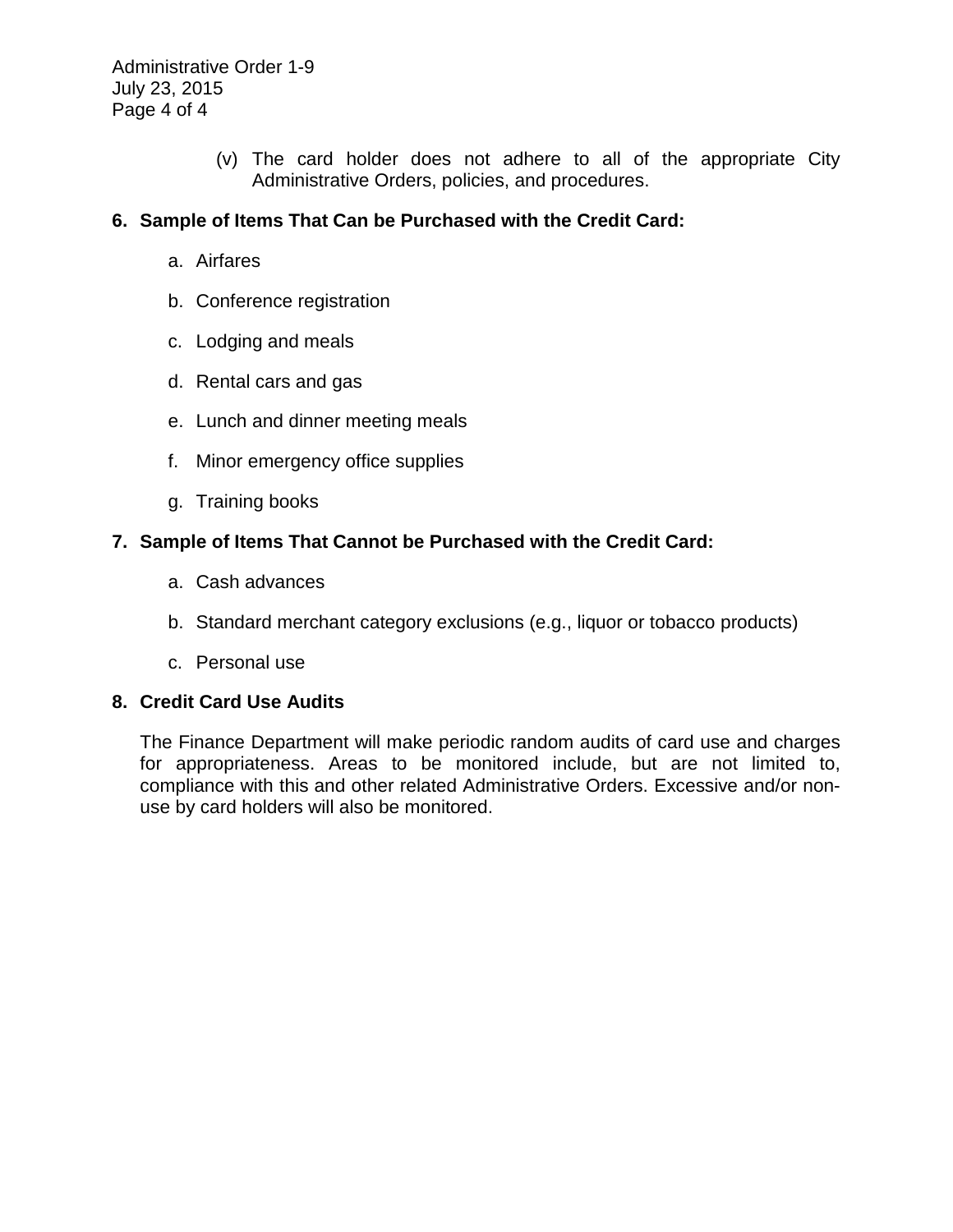(v) The card holder does not adhere to all of the appropriate City Administrative Orders, policies, and procedures.

**6. Sample of Items That Can be Purchased with the Credit Card:**

a. Airfares

b. Conference registration

c. Lodging and meals

d. Rental cars and gas

e. Lunch and dinner meeting meals

f. Minor emergency office supplies

g. Training books

**7. Sample of Items That Cannot be Purchased with the Credit Card:**

a. Cash advances

b. Standard merchant category exclusions (e.g., liquor or tobacco products)

c. Personal use

**8. Credit Card Use Audits**

The Finance Department will make periodic random audits of card use and charges for appropriateness. Areas to be monitored include, but are not limited to, compliance with this and other related Administrative Orders. Excessive and/or non-use by card holders will also be monitored.